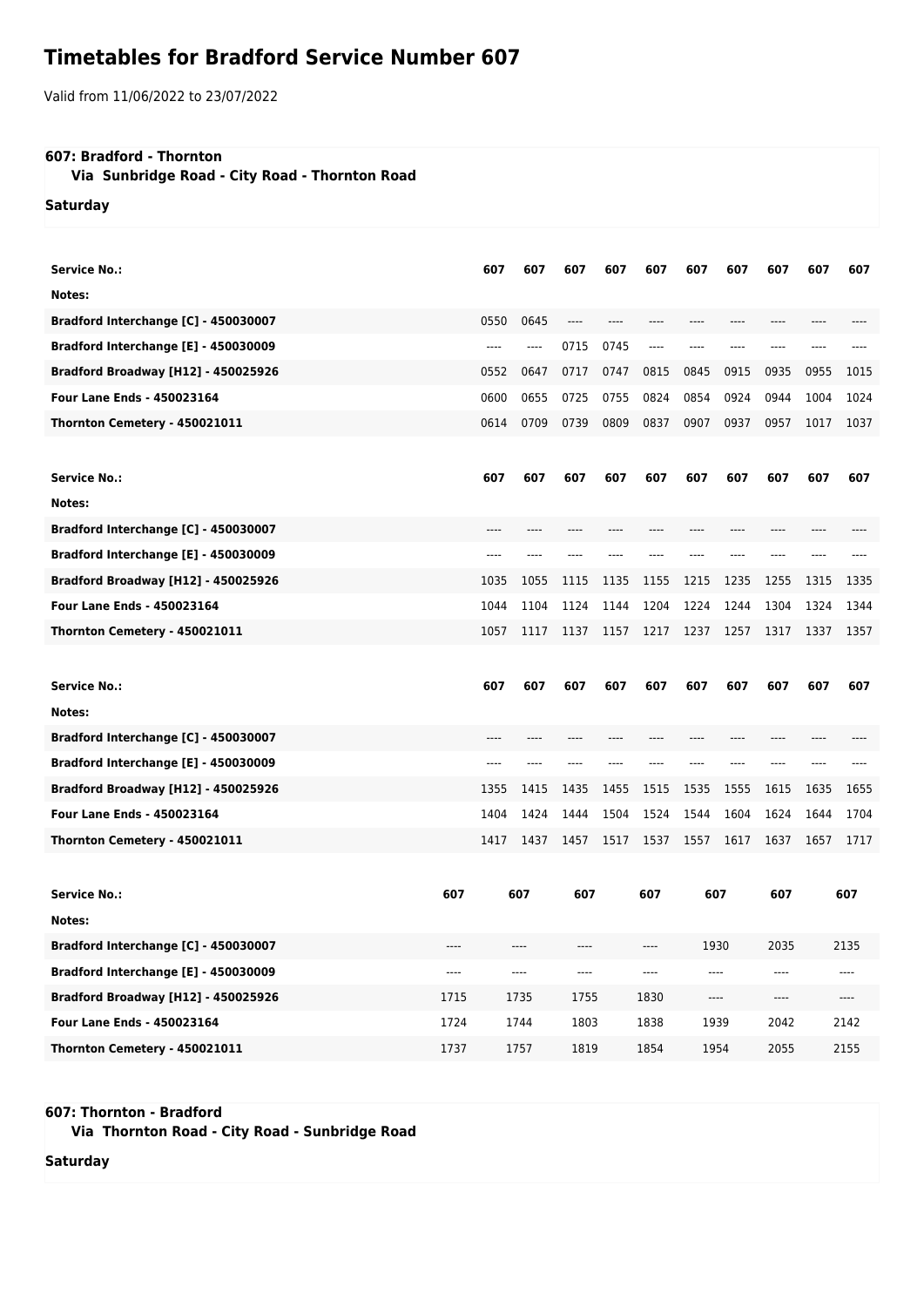# Timetables for Bradford Service Number 607

Valid from 11/06/2022 to 23/07/2022

**607: Bradford - Thornton**
**Via Sunbridge Road - City Road - Thornton Road**

**Saturday**

| Service No.: | 607 | 607 | 607 | 607 | 607 | 607 | 607 | 607 | 607 | 607 |
|---|---|---|---|---|---|---|---|---|---|---|
| Notes: | | | | | | | | | | |
| Bradford Interchange [C] - 450030007 | 0550 | 0645 | ---- | ---- | ---- | ---- | ---- | ---- | ---- | ---- |
| Bradford Interchange [E] - 450030009 | ---- | ---- | 0715 | 0745 | ---- | ---- | ---- | ---- | ---- | ---- |
| Bradford Broadway [H12] - 450025926 | 0552 | 0647 | 0717 | 0747 | 0815 | 0845 | 0915 | 0935 | 0955 | 1015 |
| Four Lane Ends - 450023164 | 0600 | 0655 | 0725 | 0755 | 0824 | 0854 | 0924 | 0944 | 1004 | 1024 |
| Thornton Cemetery - 450021011 | 0614 | 0709 | 0739 | 0809 | 0837 | 0907 | 0937 | 0957 | 1017 | 1037 |

| Service No.: | 607 | 607 | 607 | 607 | 607 | 607 | 607 | 607 | 607 | 607 |
|---|---|---|---|---|---|---|---|---|---|---|
| Notes: | | | | | | | | | | |
| Bradford Interchange [C] - 450030007 | ---- | ---- | ---- | ---- | ---- | ---- | ---- | ---- | ---- | ---- |
| Bradford Interchange [E] - 450030009 | ---- | ---- | ---- | ---- | ---- | ---- | ---- | ---- | ---- | ---- |
| Bradford Broadway [H12] - 450025926 | 1035 | 1055 | 1115 | 1135 | 1155 | 1215 | 1235 | 1255 | 1315 | 1335 |
| Four Lane Ends - 450023164 | 1044 | 1104 | 1124 | 1144 | 1204 | 1224 | 1244 | 1304 | 1324 | 1344 |
| Thornton Cemetery - 450021011 | 1057 | 1117 | 1137 | 1157 | 1217 | 1237 | 1257 | 1317 | 1337 | 1357 |

| Service No.: | 607 | 607 | 607 | 607 | 607 | 607 | 607 | 607 | 607 | 607 |
|---|---|---|---|---|---|---|---|---|---|---|
| Notes: | | | | | | | | | | |
| Bradford Interchange [C] - 450030007 | ---- | ---- | ---- | ---- | ---- | ---- | ---- | ---- | ---- | ---- |
| Bradford Interchange [E] - 450030009 | ---- | ---- | ---- | ---- | ---- | ---- | ---- | ---- | ---- | ---- |
| Bradford Broadway [H12] - 450025926 | 1355 | 1415 | 1435 | 1455 | 1515 | 1535 | 1555 | 1615 | 1635 | 1655 |
| Four Lane Ends - 450023164 | 1404 | 1424 | 1444 | 1504 | 1524 | 1544 | 1604 | 1624 | 1644 | 1704 |
| Thornton Cemetery - 450021011 | 1417 | 1437 | 1457 | 1517 | 1537 | 1557 | 1617 | 1637 | 1657 | 1717 |

| Service No.: | 607 | 607 | 607 | 607 | 607 | 607 | 607 |
|---|---|---|---|---|---|---|---|
| Notes: | | | | | | | |
| Bradford Interchange [C] - 450030007 | ---- | ---- | ---- | ---- | 1930 | 2035 | 2135 |
| Bradford Interchange [E] - 450030009 | ---- | ---- | ---- | ---- | ---- | ---- | ---- |
| Bradford Broadway [H12] - 450025926 | 1715 | 1735 | 1755 | 1830 | ---- | ---- | ---- |
| Four Lane Ends - 450023164 | 1724 | 1744 | 1803 | 1838 | 1939 | 2042 | 2142 |
| Thornton Cemetery - 450021011 | 1737 | 1757 | 1819 | 1854 | 1954 | 2055 | 2155 |

**607: Thornton - Bradford**
**Via Thornton Road - City Road - Sunbridge Road**

**Saturday**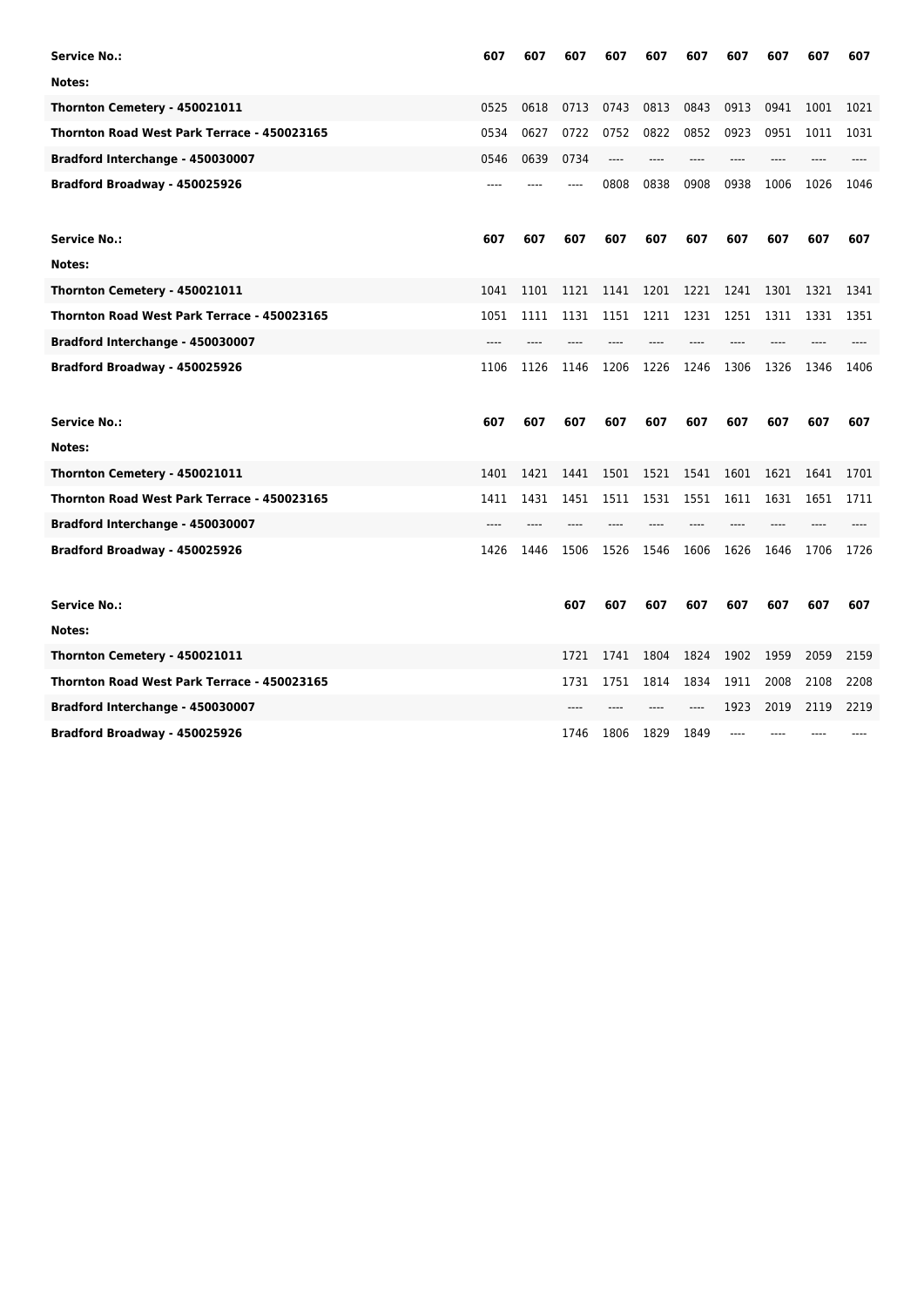| Service No.: | 607 | 607 | 607 | 607 | 607 | 607 | 607 | 607 | 607 | 607 |
|---|---|---|---|---|---|---|---|---|---|---|
| Notes: | | | | | | | | | | |
| Thornton Cemetery - 450021011 | 0525 | 0618 | 0713 | 0743 | 0813 | 0843 | 0913 | 0941 | 1001 | 1021 |
| Thornton Road West Park Terrace - 450023165 | 0534 | 0627 | 0722 | 0752 | 0822 | 0852 | 0923 | 0951 | 1011 | 1031 |
| Bradford Interchange - 450030007 | 0546 | 0639 | 0734 | ---- | ---- | ---- | ---- | ---- | ---- | ---- |
| Bradford Broadway - 450025926 | ---- | ---- | ---- | 0808 | 0838 | 0908 | 0938 | 1006 | 1026 | 1046 |

| Service No.: | 607 | 607 | 607 | 607 | 607 | 607 | 607 | 607 | 607 | 607 |
|---|---|---|---|---|---|---|---|---|---|---|
| Notes: | | | | | | | | | | |
| Thornton Cemetery - 450021011 | 1041 | 1101 | 1121 | 1141 | 1201 | 1221 | 1241 | 1301 | 1321 | 1341 |
| Thornton Road West Park Terrace - 450023165 | 1051 | 1111 | 1131 | 1151 | 1211 | 1231 | 1251 | 1311 | 1331 | 1351 |
| Bradford Interchange - 450030007 | ---- | ---- | ---- | ---- | ---- | ---- | ---- | ---- | ---- | ---- |
| Bradford Broadway - 450025926 | 1106 | 1126 | 1146 | 1206 | 1226 | 1246 | 1306 | 1326 | 1346 | 1406 |

| Service No.: | 607 | 607 | 607 | 607 | 607 | 607 | 607 | 607 | 607 | 607 |
|---|---|---|---|---|---|---|---|---|---|---|
| Notes: | | | | | | | | | | |
| Thornton Cemetery - 450021011 | 1401 | 1421 | 1441 | 1501 | 1521 | 1541 | 1601 | 1621 | 1641 | 1701 |
| Thornton Road West Park Terrace - 450023165 | 1411 | 1431 | 1451 | 1511 | 1531 | 1551 | 1611 | 1631 | 1651 | 1711 |
| Bradford Interchange - 450030007 | ---- | ---- | ---- | ---- | ---- | ---- | ---- | ---- | ---- | ---- |
| Bradford Broadway - 450025926 | 1426 | 1446 | 1506 | 1526 | 1546 | 1606 | 1626 | 1646 | 1706 | 1726 |

| Service No.: | 607 | 607 | 607 | 607 | 607 | 607 | 607 | 607 |
|---|---|---|---|---|---|---|---|---|
| Notes: | | | | | | | | |
| Thornton Cemetery - 450021011 | 1721 | 1741 | 1804 | 1824 | 1902 | 1959 | 2059 | 2159 |
| Thornton Road West Park Terrace - 450023165 | 1731 | 1751 | 1814 | 1834 | 1911 | 2008 | 2108 | 2208 |
| Bradford Interchange - 450030007 | ---- | ---- | ---- | ---- | 1923 | 2019 | 2119 | 2219 |
| Bradford Broadway - 450025926 | 1746 | 1806 | 1829 | 1849 | ---- | ---- | ---- | ---- |